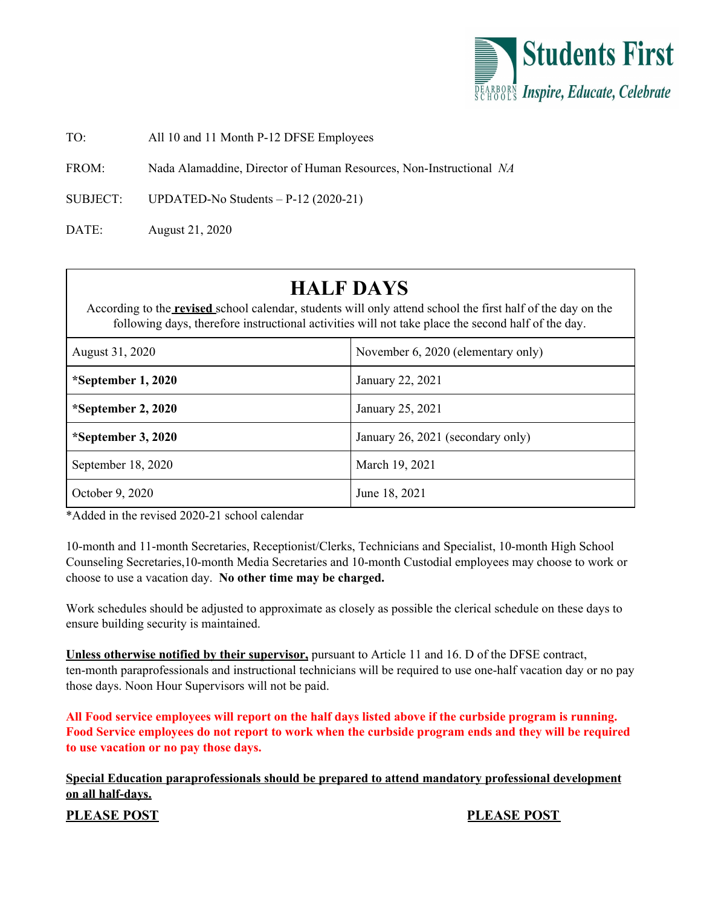**Students First**
DEARBORN SCHOOLS *Inspire, Educate, Celebrate*

TO: All 10 and 11 Month P-12 DFSE Employees

FROM: Nada Alamaddine, Director of Human Resources, Non-Instructional *NA*

SUBJECT: UPDATED-No Students – P-12 (2020-21)

DATE: August 21, 2020

# HALF DAYS

According to the **revised** school calendar, students will only attend school the first half of the day on the following days, therefore instructional activities will not take place the second half of the day.

| | |
|---|---|
| August 31, 2020 | November 6, 2020 (elementary only) |
| ***September 1, 2020** | January 22, 2021 |
| ***September 2, 2020** | January 25, 2021 |
| ***September 3, 2020** | January 26, 2021 (secondary only) |
| September 18, 2020 | March 19, 2021 |
| October 9, 2020 | June 18, 2021 |

*Added in the revised 2020-21 school calendar

10-month and 11-month Secretaries, Receptionist/Clerks, Technicians and Specialist, 10-month High School Counseling Secretaries,10-month Media Secretaries and 10-month Custodial employees may choose to work or choose to use a vacation day. **No other time may be charged.**

Work schedules should be adjusted to approximate as closely as possible the clerical schedule on these days to ensure building security is maintained.

**Unless otherwise notified by their supervisor,** pursuant to Article 11 and 16. D of the DFSE contract, ten-month paraprofessionals and instructional technicians will be required to use one-half vacation day or no pay those days. Noon Hour Supervisors will not be paid.

**All Food service employees will report on the half days listed above if the curbside program is running. Food Service employees do not report to work when the curbside program ends and they will be required to use vacation or no pay those days.**

**Special Education paraprofessionals should be prepared to attend mandatory professional development on all half-days.**

**PLEASE POST** **PLEASE POST**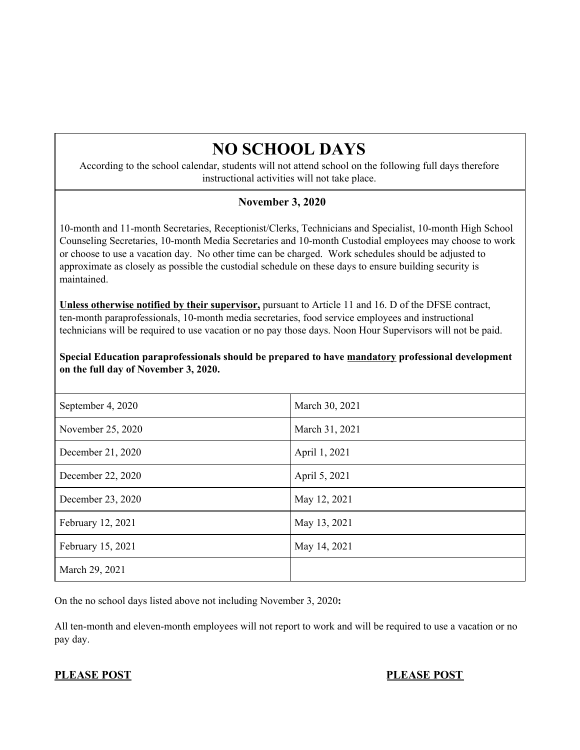# NO SCHOOL DAYS

According to the school calendar, students will not attend school on the following full days therefore instructional activities will not take place.

**November 3, 2020**

10-month and 11-month Secretaries, Receptionist/Clerks, Technicians and Specialist, 10-month High School Counseling Secretaries, 10-month Media Secretaries and 10-month Custodial employees may choose to work or choose to use a vacation day. No other time can be charged. Work schedules should be adjusted to approximate as closely as possible the custodial schedule on these days to ensure building security is maintained.

**Unless otherwise notified by their supervisor,** pursuant to Article 11 and 16. D of the DFSE contract, ten-month paraprofessionals, 10-month media secretaries, food service employees and instructional technicians will be required to use vacation or no pay those days. Noon Hour Supervisors will not be paid.

**Special Education paraprofessionals should be prepared to have mandatory professional development on the full day of November 3, 2020.**

| | |
|---|---|
| September 4, 2020 | March 30, 2021 |
| November 25, 2020 | March 31, 2021 |
| December 21, 2020 | April 1, 2021 |
| December 22, 2020 | April 5, 2021 |
| December 23, 2020 | May 12, 2021 |
| February 12, 2021 | May 13, 2021 |
| February 15, 2021 | May 14, 2021 |
| March 29, 2021 | |

On the no school days listed above not including November 3, 2020**:**

All ten-month and eleven-month employees will not report to work and will be required to use a vacation or no pay day.

**PLEASE POST** **PLEASE POST**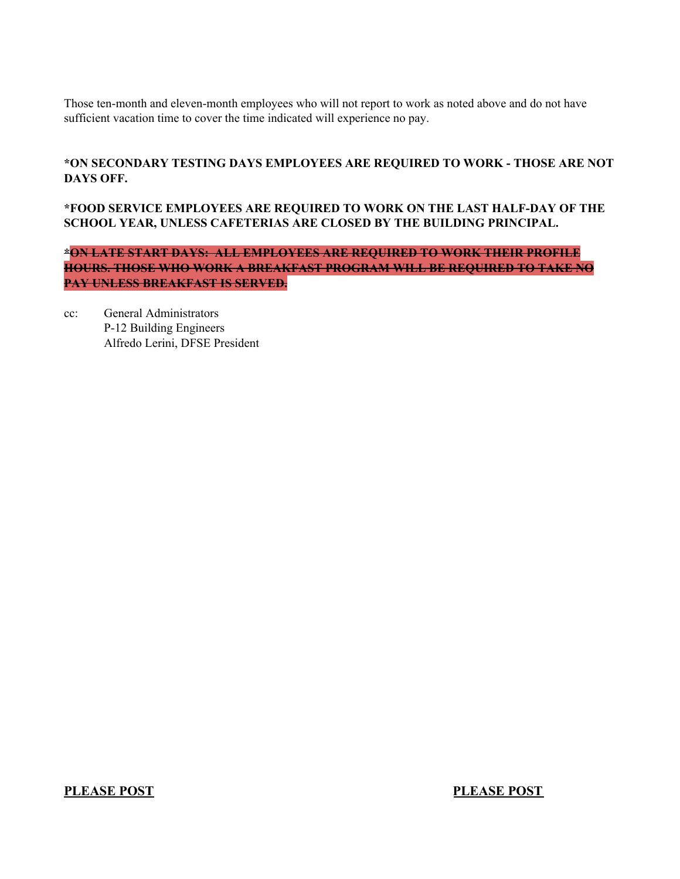Those ten-month and eleven-month employees who will not report to work as noted above and do not have sufficient vacation time to cover the time indicated will experience no pay.

**\*ON SECONDARY TESTING DAYS EMPLOYEES ARE REQUIRED TO WORK - THOSE ARE NOT DAYS OFF.**

**\*FOOD SERVICE EMPLOYEES ARE REQUIRED TO WORK ON THE LAST HALF-DAY OF THE SCHOOL YEAR, UNLESS CAFETERIAS ARE CLOSED BY THE BUILDING PRINCIPAL.**

**\*~~ON LATE START DAYS: ALL EMPLOYEES ARE REQUIRED TO WORK THEIR PROFILE HOURS. THOSE WHO WORK A BREAKFAST PROGRAM WILL BE REQUIRED TO TAKE NO PAY UNLESS BREAKFAST IS SERVED.~~**

cc: General Administrators
P-12 Building Engineers
Alfredo Lerini, DFSE President

**PLEASE POST** **PLEASE POST**